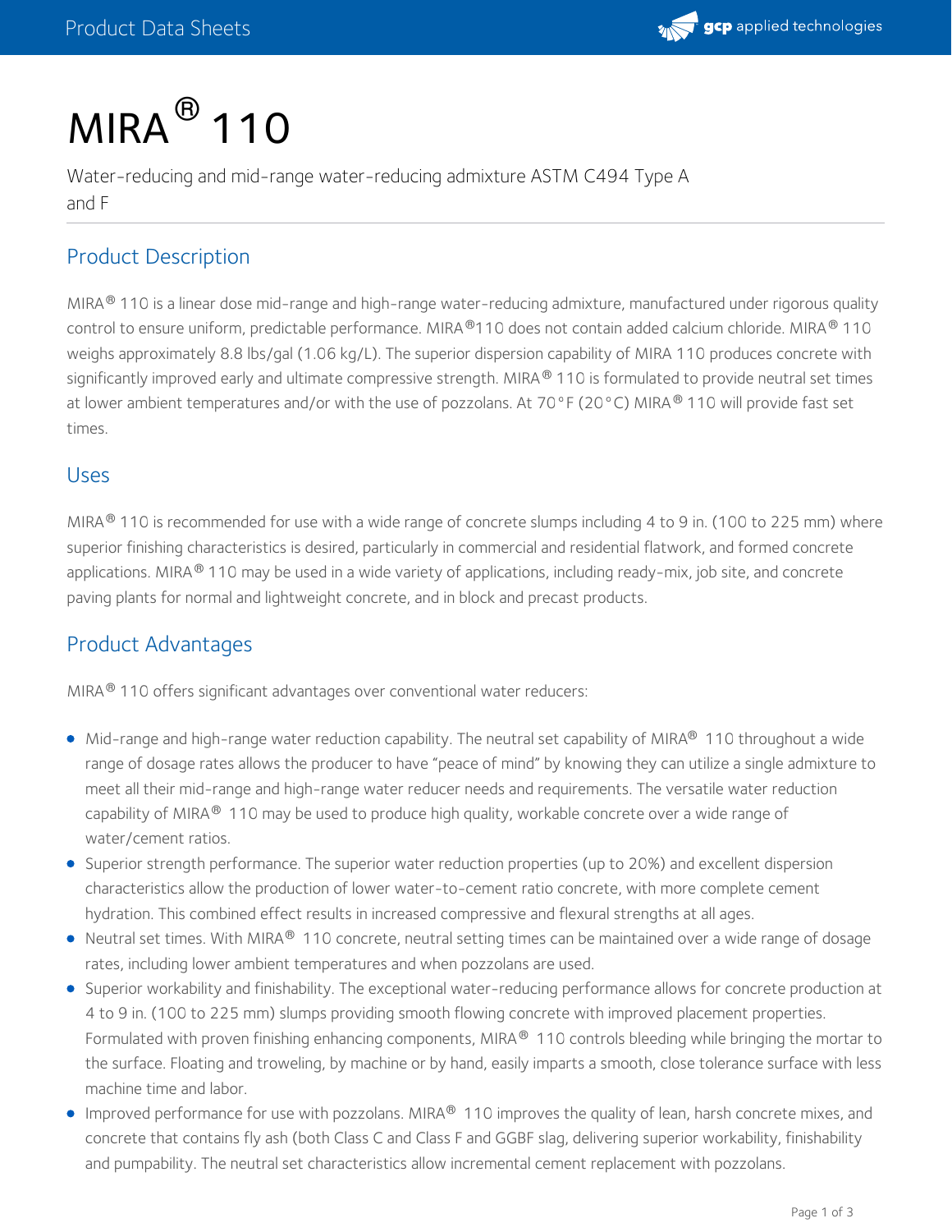# MIRA® 110

Water-reducing and mid-range water-reducing admixture ASTM C494 Type A and F

## Product Description

MIRA® 110 is a linear dose mid-range and high-range water-reducing admixture, manufactured under rigorous quality control to ensure uniform, predictable performance. MIRA®110 does not contain added calcium chloride. MIRA® 110 weighs approximately 8.8 lbs/gal (1.06 kg/L). The superior dispersion capability of MIRA 110 produces concrete with significantly improved early and ultimate compressive strength. MIRA® 110 is formulated to provide neutral set times at lower ambient temperatures and/or with the use of pozzolans. At 70°F (20°C) MIRA® 110 will provide fast set times.

## Uses

MIRA® 110 is recommended for use with a wide range of concrete slumps including 4 to 9 in. (100 to 225 mm) where superior finishing characteristics is desired, particularly in commercial and residential flatwork, and formed concrete applications. MIRA® 110 may be used in a wide variety of applications, including ready-mix, job site, and concrete paving plants for normal and lightweight concrete, and in block and precast products.

## Product Advantages

MIRA® 110 offers significant advantages over conventional water reducers:

- Mid-range and high-range water reduction capability. The neutral set capability of MIRA® 110 throughout a wide range of dosage rates allows the producer to have "peace of mind" by knowing they can utilize a single admixture to meet all their mid-range and high-range water reducer needs and requirements. The versatile water reduction capability of MIRA® 110 may be used to produce high quality, workable concrete over a wide range of water/cement ratios.
- Superior strength performance. The superior water reduction properties (up to 20%) and excellent dispersion characteristics allow the production of lower water-to-cement ratio concrete, with more complete cement hydration. This combined effect results in increased compressive and flexural strengths at all ages.
- Neutral set times. With MIRA® 110 concrete, neutral setting times can be maintained over a wide range of dosage rates, including lower ambient temperatures and when pozzolans are used.
- Superior workability and finishability. The exceptional water-reducing performance allows for concrete production at 4 to 9 in. (100 to 225 mm) slumps providing smooth flowing concrete with improved placement properties. Formulated with proven finishing enhancing components, MIRA® 110 controls bleeding while bringing the mortar to the surface. Floating and troweling, by machine or by hand, easily imparts a smooth, close tolerance surface with less machine time and labor.
- Improved performance for use with pozzolans. MIRA® 110 improves the quality of lean, harsh concrete mixes, and concrete that contains fly ash (both Class C and Class F and GGBF slag, delivering superior workability, finishability and pumpability. The neutral set characteristics allow incremental cement replacement with pozzolans.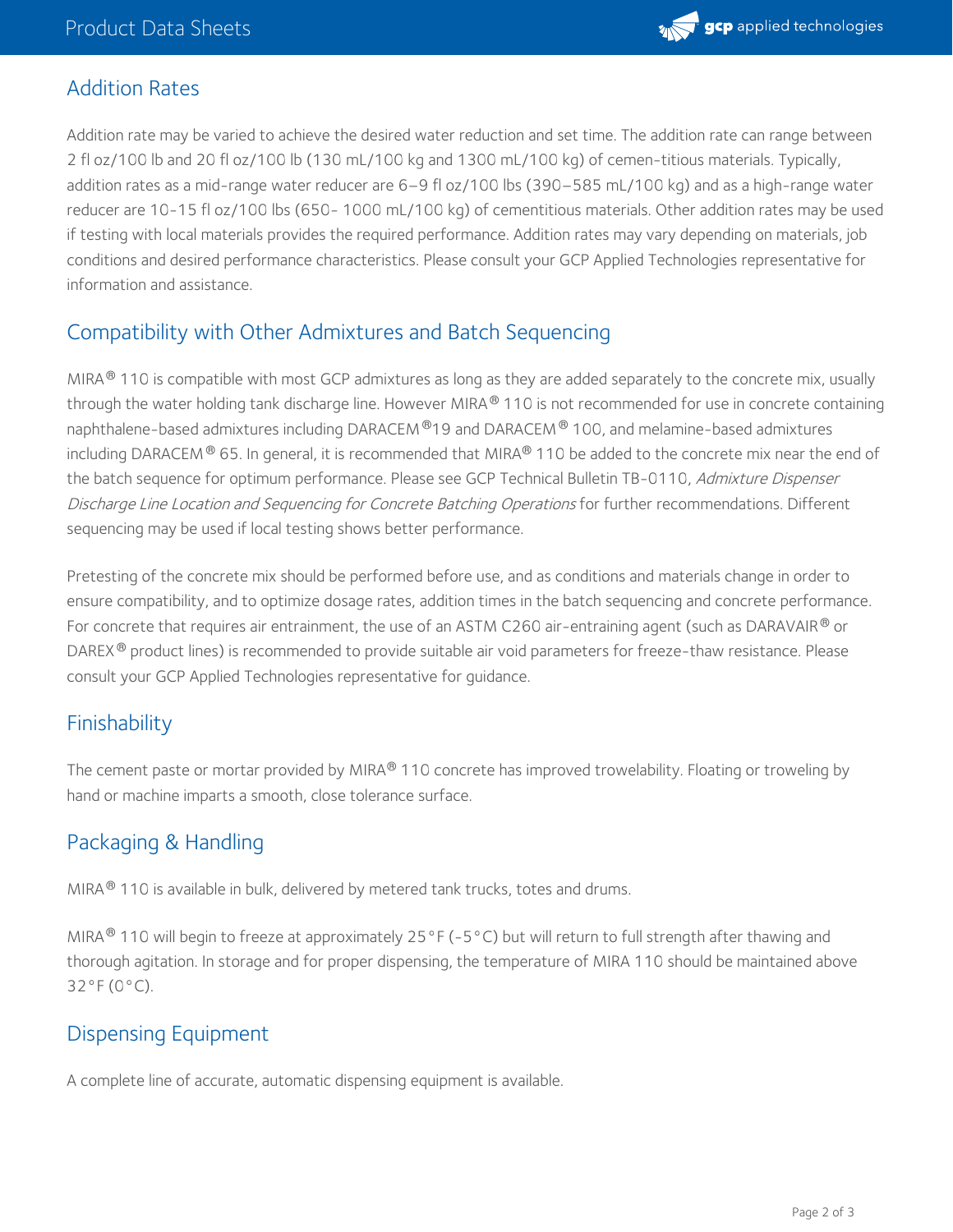## Addition Rates

Addition rate may be varied to achieve the desired water reduction and set time. The addition rate can range between 2 fl oz/100 lb and 20 fl oz/100 lb (130 mL/100 kg and 1300 mL/100 kg) of cemen-titious materials. Typically, addition rates as a mid-range water reducer are 6–9 fl oz/100 lbs (390–585 mL/100 kg) and as a high-range water reducer are 10-15 fl oz/100 lbs (650- 1000 mL/100 kg) of cementitious materials. Other addition rates may be used if testing with local materials provides the required performance. Addition rates may vary depending on materials, job conditions and desired performance characteristics. Please consult your GCP Applied Technologies representative for information and assistance.

## Compatibility with Other Admixtures and Batch Sequencing

MIRA® 110 is compatible with most GCP admixtures as long as they are added separately to the concrete mix, usually through the water holding tank discharge line. However MIRA® 110 is not recommended for use in concrete containing naphthalene-based admixtures including DARACEM®19 and DARACEM® 100, and melamine-based admixtures including DARACEM® 65. In general, it is recommended that MIRA® 110 be added to the concrete mix near the end of the batch sequence for optimum performance. Please see GCP Technical Bulletin TB-0110, *Admixture Dispenser Discharge Line Location and Sequencing for Concrete Batching Operations* for further recommendations. Different sequencing may be used if local testing shows better performance.

Pretesting of the concrete mix should be performed before use, and as conditions and materials change in order to ensure compatibility, and to optimize dosage rates, addition times in the batch sequencing and concrete performance. For concrete that requires air entrainment, the use of an ASTM C260 air-entraining agent (such as DARAVAIR® or DAREX® product lines) is recommended to provide suitable air void parameters for freeze-thaw resistance. Please consult your GCP Applied Technologies representative for guidance.

## Finishability

The cement paste or mortar provided by MIRA® 110 concrete has improved trowelability. Floating or troweling by hand or machine imparts a smooth, close tolerance surface.

## Packaging & Handling

MIRA® 110 is available in bulk, delivered by metered tank trucks, totes and drums.

MIRA® 110 will begin to freeze at approximately 25°F (-5°C) but will return to full strength after thawing and thorough agitation. In storage and for proper dispensing, the temperature of MIRA 110 should be maintained above 32°F (0°C).

## Dispensing Equipment

A complete line of accurate, automatic dispensing equipment is available.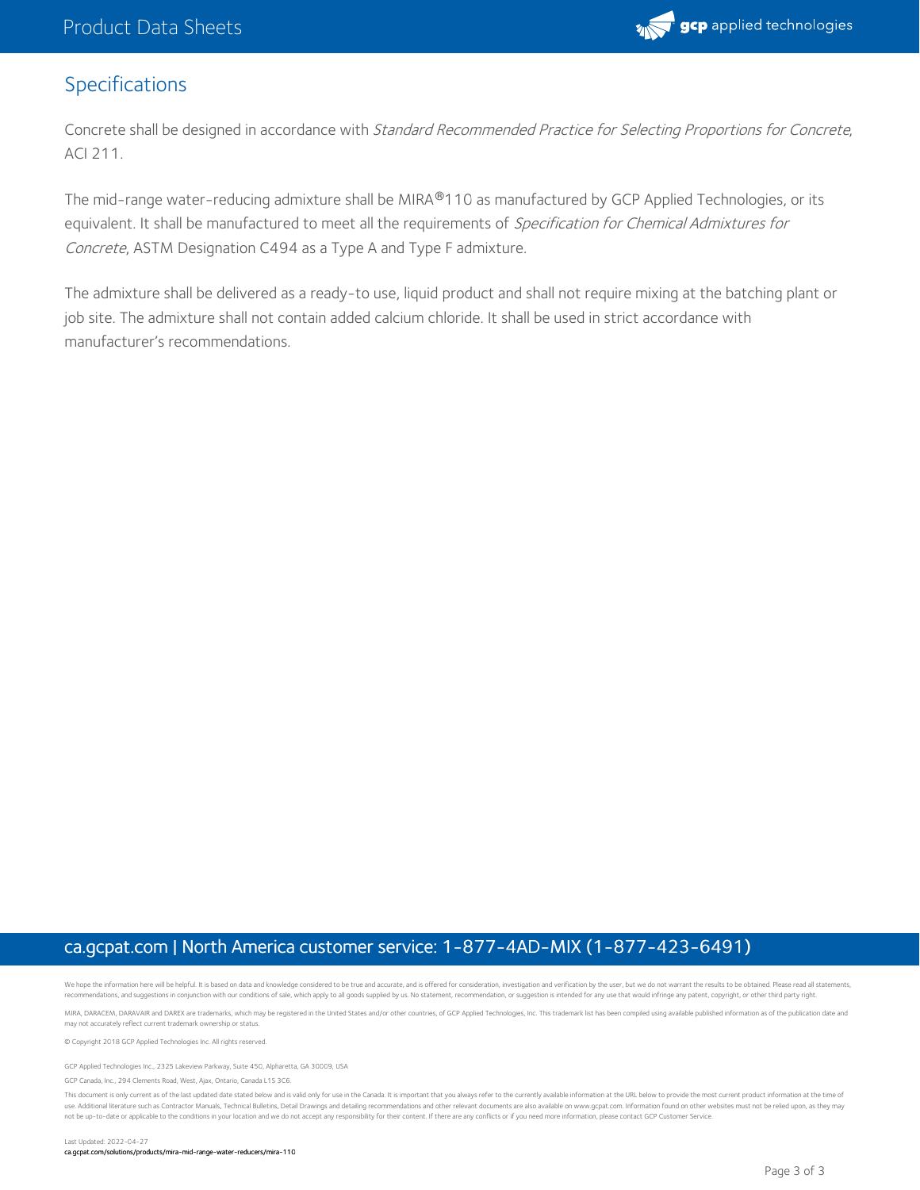## Specifications

Concrete shall be designed in accordance with *Standard Recommended Practice for Selecting Proportions for Concrete*, ACI 211.

The mid-range water-reducing admixture shall be MIRA®110 as manufactured by GCP Applied Technologies, or its equivalent. It shall be manufactured to meet all the requirements of *Specification for Chemical Admixtures for Concrete*, ASTM Designation C494 as a Type A and Type F admixture.

The admixture shall be delivered as a ready-to use, liquid product and shall not require mixing at the batching plant or job site. The admixture shall not contain added calcium chloride. It shall be used in strict accordance with manufacturer's recommendations.

ca.gcpat.com | North America customer service: 1-877-4AD-MIX (1-877-423-6491)

We hope the information here will be helpful. It is based on data and knowledge considered to be true and accurate, and is offered for consideration, investigation and verification by the user, but we do not warrant the results to be obtained. Please read all statements, recommendations, and suggestions in conjunction with our conditions of sale, which apply to all goods supplied by us. No statement, recommendation, or suggestion is intended for any use that would infringe any patent, copyright, or other third party right.

MIRA, DARACEM, DARAVAIR and DAREX are trademarks, which may be registered in the United States and/or other countries, of GCP Applied Technologies, Inc. This trademark list has been compiled using available published information as of the publication date and may not accurately reflect current trademark ownership or status.

© Copyright 2018 GCP Applied Technologies Inc. All rights reserved.

GCP Applied Technologies Inc., 2325 Lakeview Parkway, Suite 450, Alpharetta, GA 30009, USA

GCP Canada, Inc., 294 Clements Road, West, Ajax, Ontario, Canada L1S 3C6.

This document is only current as of the last updated date stated below and is valid only for use in the Canada. It is important that you always refer to the currently available information at the URL below to provide the most current product information at the time of use. Additional literature such as Contractor Manuals, Technical Bulletins, Detail Drawings and detailing recommendations and other relevant documents are also available on www.gcpat.com. Information found on other websites must not be relied upon, as they may not be up-to-date or applicable to the conditions in your location and we do not accept any responsibility for their content. If there are any conflicts or if you need more information, please contact GCP Customer Service.

Last Updated: 2022-04-27
ca.gcpat.com/solutions/products/mira-mid-range-water-reducers/mira-110